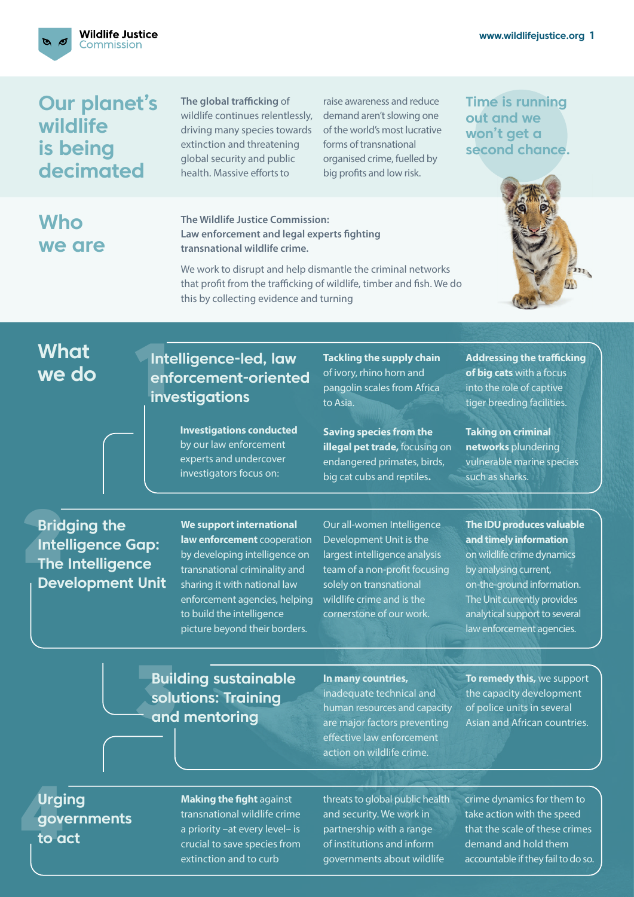Wildlife Justice Commission

www.wildlifejustice.org

# Our planet's wildlife is being decimated

**The global trafficking** of wildlife continues relentlessly, driving many species towards extinction and threatening global security and public health. Massive efforts to raise awareness and reduce demand aren't slowing one of the world's most lucrative forms of transnational organised crime, fuelled by big profits and low risk.

**Time is running out and we won't get a second chance.**

# Who we are

**The Wildlife Justice Commission: Law enforcement and legal experts fighting transnational wildlife crime.**

We work to disrupt and help dismantle the criminal networks that profit from the trafficking of wildlife, timber and fish. We do this by collecting evidence and turning

# What we do

## 1 Intelligence-led, law enforcement-oriented investigations

**Investigations conducted** by our law enforcement experts and undercover investigators focus on:

- **Tackling the supply chain** of ivory, rhino horn and pangolin scales from Africa to Asia.
- **Addressing the trafficking of big cats** with a focus into the role of captive tiger breeding facilities.
- **Saving species from the illegal pet trade,** focusing on endangered primates, birds, big cat cubs and reptiles**.**
- **Taking on criminal networks** plundering vulnerable marine species such as sharks.

## 2 Bridging the Intelligence Gap: The Intelligence Development Unit

**We support international law enforcement** cooperation by developing intelligence on transnational criminality and sharing it with national law enforcement agencies, helping to build the intelligence picture beyond their borders.

Our all-women Intelligence Development Unit is the largest intelligence analysis team of a non-profit focusing solely on transnational wildlife crime and is the cornerstone of our work.

**The IDU produces valuable and timely information** on wildlife crime dynamics by analysing current, on-the-ground information. The Unit currently provides analytical support to several law enforcement agencies.

## 3 Building sustainable solutions: Training and mentoring

**In many countries,** inadequate technical and human resources and capacity are major factors preventing effective law enforcement action on wildlife crime.

**To remedy this,** we support the capacity development of police units in several Asian and African countries.

## 4 Urging governments to act

**Making the fight** against transnational wildlife crime a priority –at every level– is crucial to save species from extinction and to curb threats to global public health and security. We work in partnership with a range of institutions and inform governments about wildlife crime dynamics for them to take action with the speed that the scale of these crimes demand and hold them accountable if they fail to do so.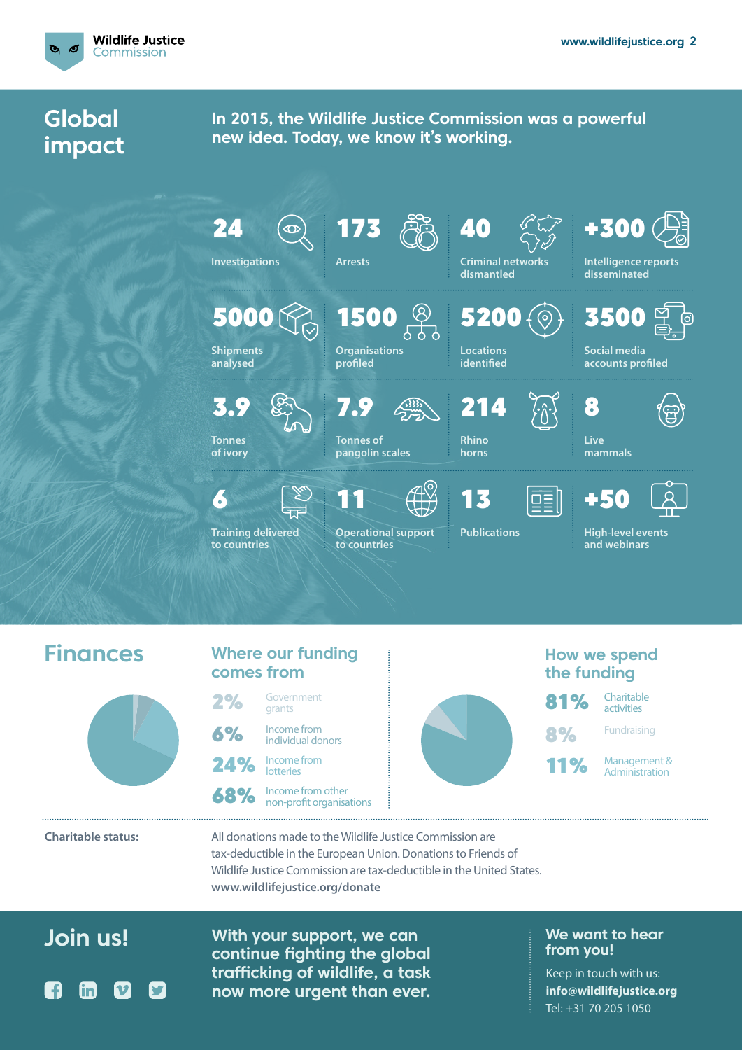## Global impact

**In 2015, the Wildlife Justice Commission was a powerful new idea. Today, we know it's working.**

**24** Investigations

**173** Arrests

**40** Criminal networks dismantled

**+300** Intelligence reports disseminated

**5000** Shipments analysed

**1500** Organisations profiled

**5200** Locations identified

**3500** Social media accounts profiled

**3.9** Tonnes of ivory

**7.9** Tonnes of pangolin scales

**214** Rhino horns

**8** Live mammals

**6** Training delivered to countries

**11** Operational support to countries

**13** Publications

**+50** High-level events and webinars

## Finances

### Where our funding comes from

**2%** Government grants

**6%** Income from individual donors

**24%** Income from lotteries

**68%** Income from other non-profit organisations

### How we spend the funding

**81%** Charitable activities

**8%** Fundraising

**11%** Management & Administration

**Charitable status:**

All donations made to the Wildlife Justice Commission are tax-deductible in the European Union. Donations to Friends of Wildlife Justice Commission are tax-deductible in the United States.
**www.wildlifejustice.org/donate**

## Join us!

**With your support, we can continue fighting the global trafficking of wildlife, a task now more urgent than ever.**

**We want to hear from you!**

Keep in touch with us:
**info@wildlifejustice.org**
Tel: +31 70 205 1050